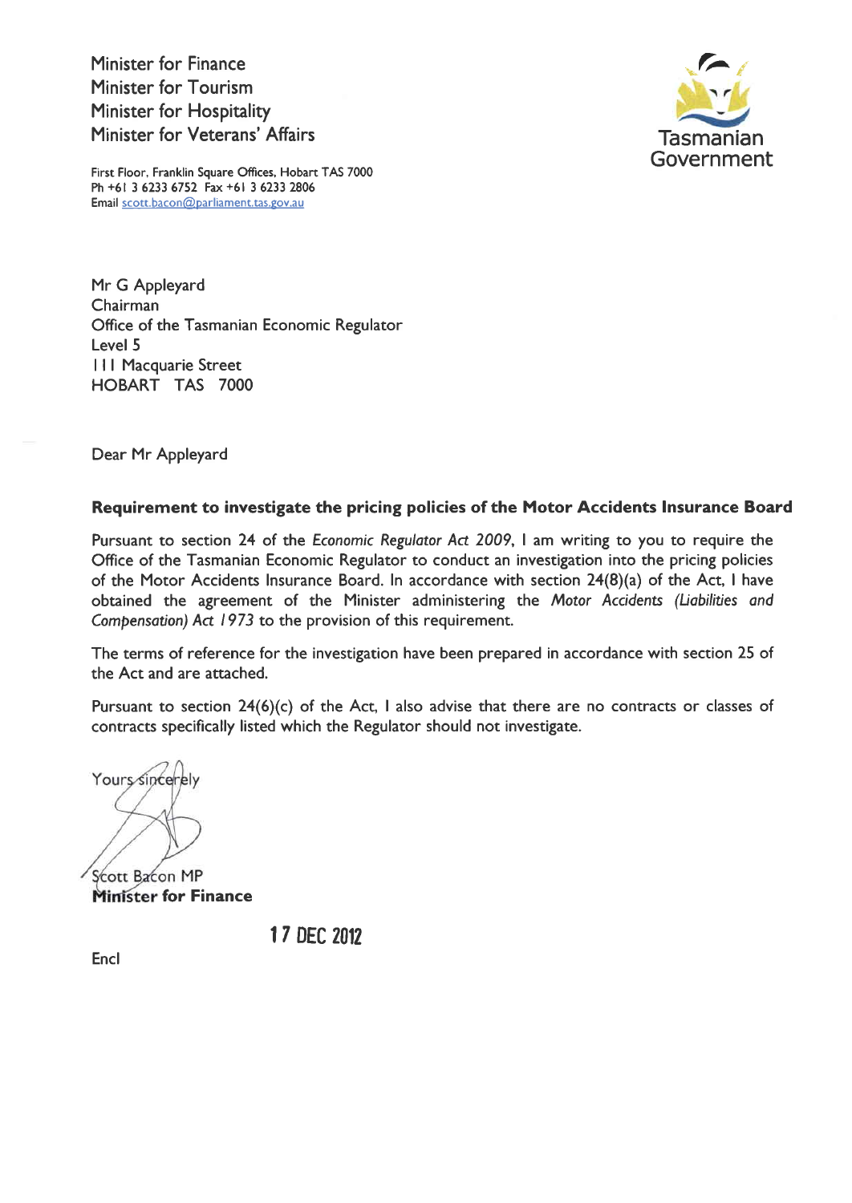Minister for Finance
Minister for Tourism
Minister for Hospitality
Minister for Veterans' Affairs

First Floor, Franklin Square Offices, Hobart TAS 7000
Ph +61 3 6233 6752 Fax +61 3 6233 2806
Email scott.bacon@parliament.tas.gov.au

Tasmanian Government

Mr G Appleyard
Chairman
Office of the Tasmanian Economic Regulator
Level 5
111 Macquarie Street
HOBART TAS 7000

Dear Mr Appleyard

**Requirement to investigate the pricing policies of the Motor Accidents Insurance Board**

Pursuant to section 24 of the *Economic Regulator Act 2009*, I am writing to you to require the Office of the Tasmanian Economic Regulator to conduct an investigation into the pricing policies of the Motor Accidents Insurance Board. In accordance with section 24(8)(a) of the Act, I have obtained the agreement of the Minister administering the *Motor Accidents (Liabilities and Compensation) Act 1973* to the provision of this requirement.

The terms of reference for the investigation have been prepared in accordance with section 25 of the Act and are attached.

Pursuant to section 24(6)(c) of the Act, I also advise that there are no contracts or classes of contracts specifically listed which the Regulator should not investigate.

Yours sincerely

Scott Bacon MP
**Minister for Finance**

17 DEC 2012

Encl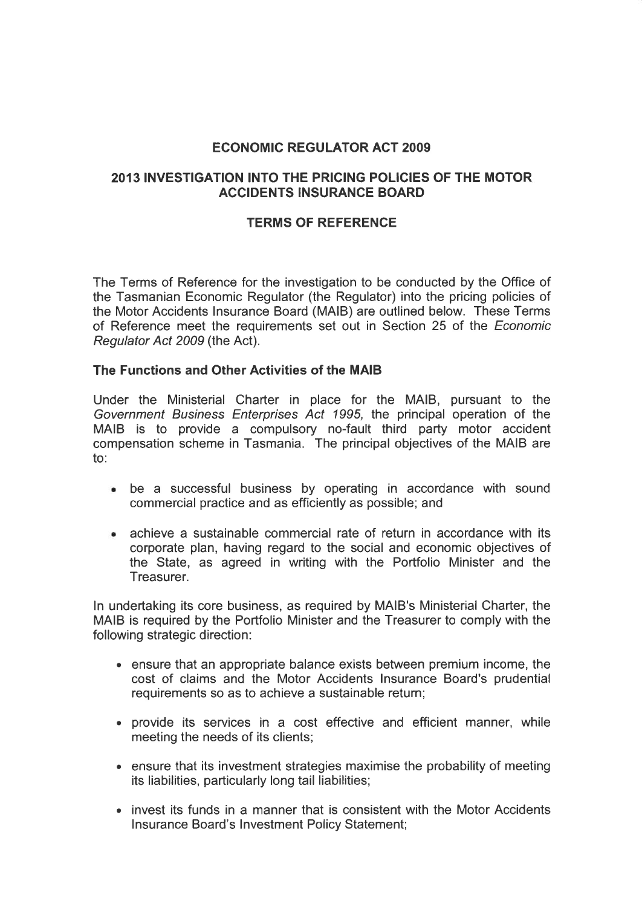**ECONOMIC REGULATOR ACT 2009**

**2013 INVESTIGATION INTO THE PRICING POLICIES OF THE MOTOR ACCIDENTS INSURANCE BOARD**

**TERMS OF REFERENCE**

The Terms of Reference for the investigation to be conducted by the Office of the Tasmanian Economic Regulator (the Regulator) into the pricing policies of the Motor Accidents Insurance Board (MAIB) are outlined below. These Terms of Reference meet the requirements set out in Section 25 of the *Economic Regulator Act 2009* (the Act).

**The Functions and Other Activities of the MAIB**

Under the Ministerial Charter in place for the MAIB, pursuant to the *Government Business Enterprises Act 1995,* the principal operation of the MAIB is to provide a compulsory no-fault third party motor accident compensation scheme in Tasmania. The principal objectives of the MAIB are to:

- be a successful business by operating in accordance with sound commercial practice and as efficiently as possible; and
- achieve a sustainable commercial rate of return in accordance with its corporate plan, having regard to the social and economic objectives of the State, as agreed in writing with the Portfolio Minister and the Treasurer.

In undertaking its core business, as required by MAIB's Ministerial Charter, the MAIB is required by the Portfolio Minister and the Treasurer to comply with the following strategic direction:

- ensure that an appropriate balance exists between premium income, the cost of claims and the Motor Accidents Insurance Board's prudential requirements so as to achieve a sustainable return;
- provide its services in a cost effective and efficient manner, while meeting the needs of its clients;
- ensure that its investment strategies maximise the probability of meeting its liabilities, particularly long tail liabilities;
- invest its funds in a manner that is consistent with the Motor Accidents Insurance Board's Investment Policy Statement;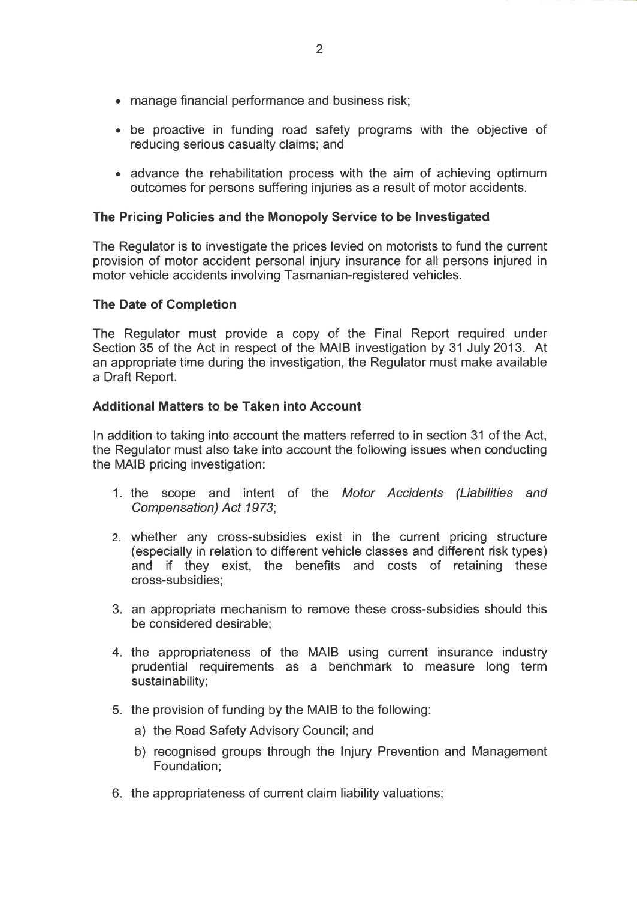- manage financial performance and business risk;
- be proactive in funding road safety programs with the objective of reducing serious casualty claims; and
- advance the rehabilitation process with the aim of achieving optimum outcomes for persons suffering injuries as a result of motor accidents.

**The Pricing Policies and the Monopoly Service to be Investigated**

The Regulator is to investigate the prices levied on motorists to fund the current provision of motor accident personal injury insurance for all persons injured in motor vehicle accidents involving Tasmanian-registered vehicles.

**The Date of Completion**

The Regulator must provide a copy of the Final Report required under Section 35 of the Act in respect of the MAIB investigation by 31 July 2013. At an appropriate time during the investigation, the Regulator must make available a Draft Report.

**Additional Matters to be Taken into Account**

In addition to taking into account the matters referred to in section 31 of the Act, the Regulator must also take into account the following issues when conducting the MAIB pricing investigation:

1. the scope and intent of the *Motor Accidents (Liabilities and Compensation) Act 1973*;
2. whether any cross-subsidies exist in the current pricing structure (especially in relation to different vehicle classes and different risk types) and if they exist, the benefits and costs of retaining these cross-subsidies;
3. an appropriate mechanism to remove these cross-subsidies should this be considered desirable;
4. the appropriateness of the MAIB using current insurance industry prudential requirements as a benchmark to measure long term sustainability;
5. the provision of funding by the MAIB to the following:
   a) the Road Safety Advisory Council; and
   b) recognised groups through the Injury Prevention and Management Foundation;
6. the appropriateness of current claim liability valuations;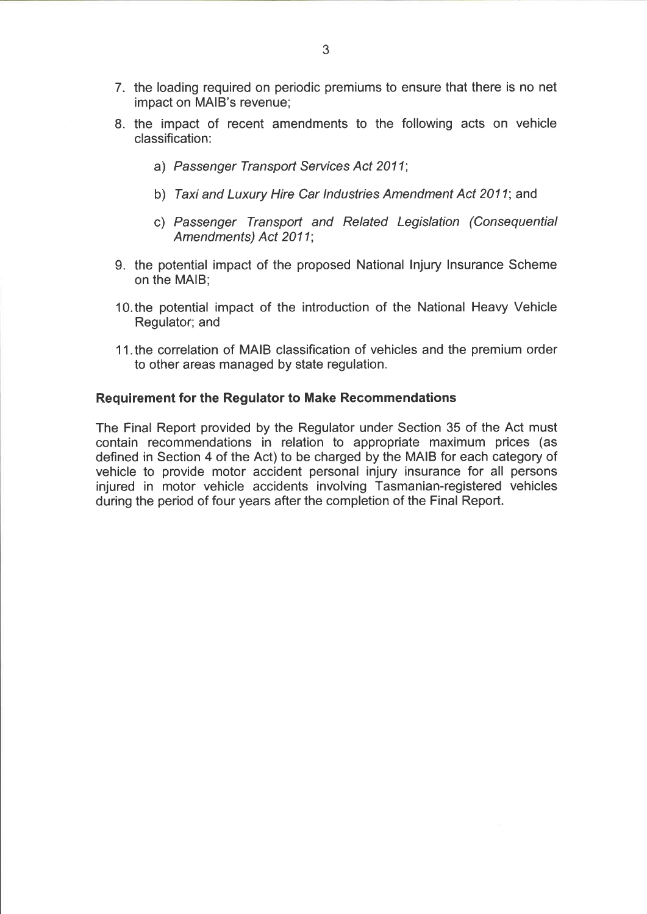7. the loading required on periodic premiums to ensure that there is no net impact on MAIB's revenue;

8. the impact of recent amendments to the following acts on vehicle classification:

    a) *Passenger Transport Services Act 2011*;

    b) *Taxi and Luxury Hire Car Industries Amendment Act 2011*; and

    c) *Passenger Transport and Related Legislation (Consequential Amendments) Act 2011*;

9. the potential impact of the proposed National Injury Insurance Scheme on the MAIB;

10. the potential impact of the introduction of the National Heavy Vehicle Regulator; and

11. the correlation of MAIB classification of vehicles and the premium order to other areas managed by state regulation.

**Requirement for the Regulator to Make Recommendations**

The Final Report provided by the Regulator under Section 35 of the Act must contain recommendations in relation to appropriate maximum prices (as defined in Section 4 of the Act) to be charged by the MAIB for each category of vehicle to provide motor accident personal injury insurance for all persons injured in motor vehicle accidents involving Tasmanian-registered vehicles during the period of four years after the completion of the Final Report.